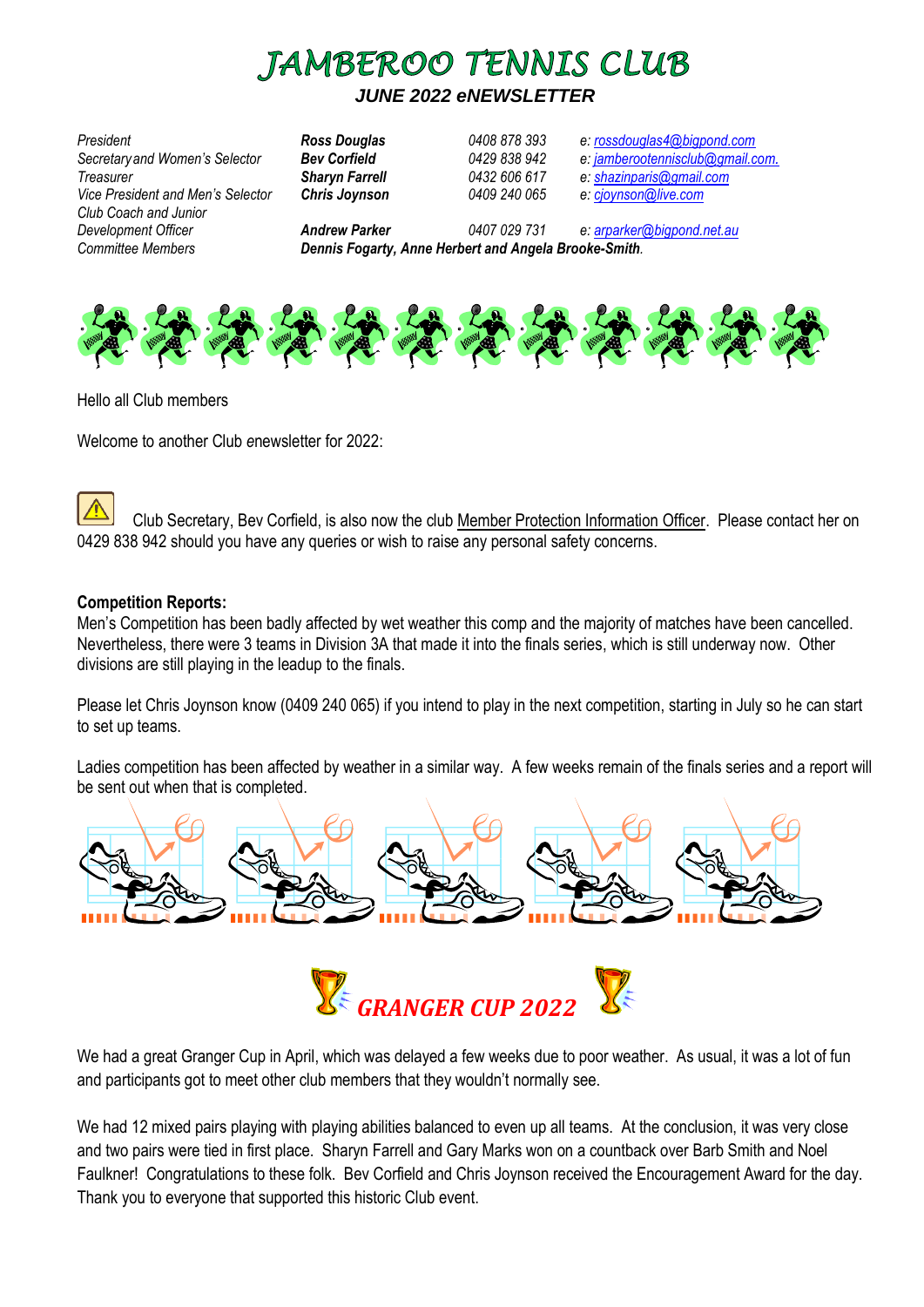# JAMBEROO TENNIS CLUB

### *JUNE 2022 eNEWSLETTER*

| | | | |
|---|---|---|---|
| *President* | ***Ross Douglas*** | *0408 878 393* | *e: rossdouglas4@bigpond.com* |
| *Secretary and Women's Selector* | ***Bev Corfield*** | *0429 838 942* | *e: jamberootennisclub@gmail.com.* |
| *Treasurer* | ***Sharyn Farrell*** | *0432 606 617* | *e: shazinparis@gmail.com* |
| *Vice President and Men's Selector* | ***Chris Joynson*** | *0409 240 065* | *e: cjoynson@live.com* |
| *Club Coach and Junior Development Officer* | ***Andrew Parker*** | *0407 029 731* | *e: arparker@bigpond.net.au* |
| *Committee Members* | ***Dennis Fogarty, Anne Herbert and Angela Brooke-Smith*** | | |

Hello all Club members

Welcome to another Club enewsletter for 2022:

Club Secretary, Bev Corfield, is also now the club Member Protection Information Officer. Please contact her on 0429 838 942 should you have any queries or wish to raise any personal safety concerns.

**Competition Reports:**

Men's Competition has been badly affected by wet weather this comp and the majority of matches have been cancelled. Nevertheless, there were 3 teams in Division 3A that made it into the finals series, which is still underway now. Other divisions are still playing in the leadup to the finals.

Please let Chris Joynson know (0409 240 065) if you intend to play in the next competition, starting in July so he can start to set up teams.

Ladies competition has been affected by weather in a similar way. A few weeks remain of the finals series and a report will be sent out when that is completed.

## *GRANGER CUP 2022*

We had a great Granger Cup in April, which was delayed a few weeks due to poor weather. As usual, it was a lot of fun and participants got to meet other club members that they wouldn't normally see.

We had 12 mixed pairs playing with playing abilities balanced to even up all teams. At the conclusion, it was very close and two pairs were tied in first place. Sharyn Farrell and Gary Marks won on a countback over Barb Smith and Noel Faulkner! Congratulations to these folk. Bev Corfield and Chris Joynson received the Encouragement Award for the day. Thank you to everyone that supported this historic Club event.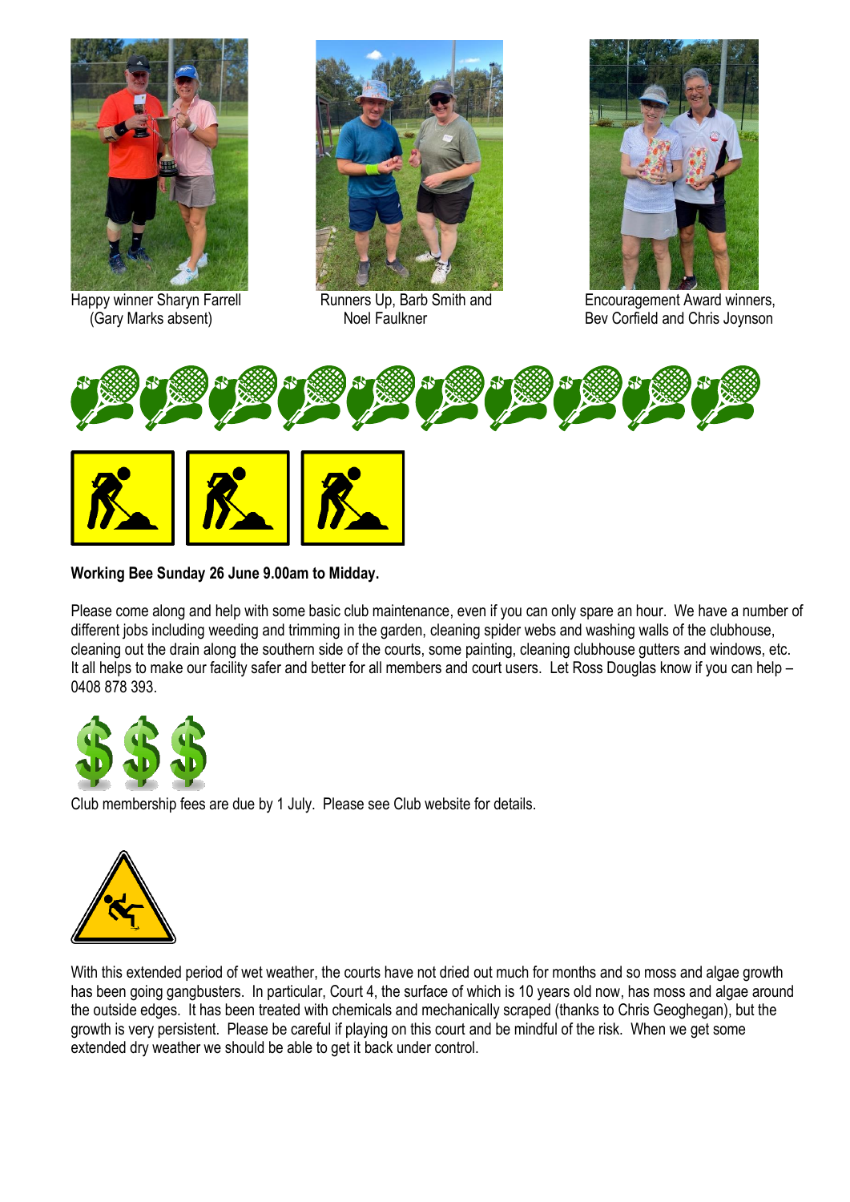Happy winner Sharyn Farrell (Gary Marks absent)

Runners Up, Barb Smith and Noel Faulkner

Encouragement Award winners, Bev Corfield and Chris Joynson

**Working Bee Sunday 26 June 9.00am to Midday.**

Please come along and help with some basic club maintenance, even if you can only spare an hour. We have a number of different jobs including weeding and trimming in the garden, cleaning spider webs and washing walls of the clubhouse, cleaning out the drain along the southern side of the courts, some painting, cleaning clubhouse gutters and windows, etc. It all helps to make our facility safer and better for all members and court users. Let Ross Douglas know if you can help – 0408 878 393.

Club membership fees are due by 1 July. Please see Club website for details.

With this extended period of wet weather, the courts have not dried out much for months and so moss and algae growth has been going gangbusters. In particular, Court 4, the surface of which is 10 years old now, has moss and algae around the outside edges. It has been treated with chemicals and mechanically scraped (thanks to Chris Geoghegan), but the growth is very persistent. Please be careful if playing on this court and be mindful of the risk. When we get some extended dry weather we should be able to get it back under control.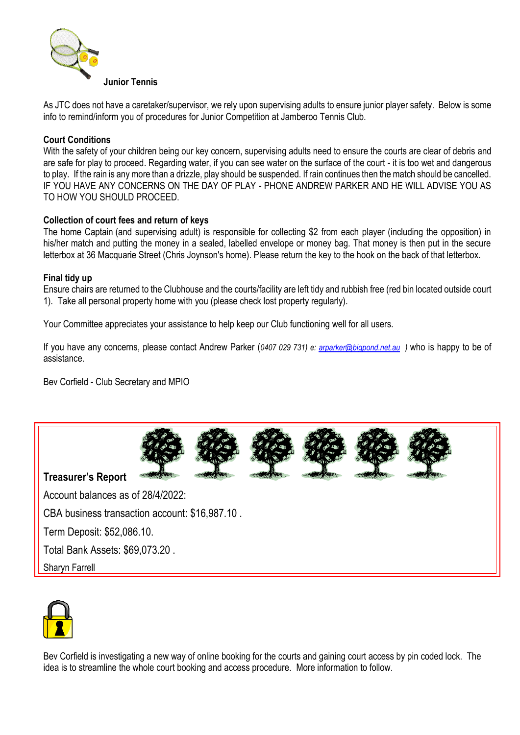## Junior Tennis

As JTC does not have a caretaker/supervisor, we rely upon supervising adults to ensure junior player safety. Below is some info to remind/inform you of procedures for Junior Competition at Jamberoo Tennis Club.

**Court Conditions**

With the safety of your children being our key concern, supervising adults need to ensure the courts are clear of debris and are safe for play to proceed. Regarding water, if you can see water on the surface of the court - it is too wet and dangerous to play. If the rain is any more than a drizzle, play should be suspended. If rain continues then the match should be cancelled. IF YOU HAVE ANY CONCERNS ON THE DAY OF PLAY - PHONE ANDREW PARKER AND HE WILL ADVISE YOU AS TO HOW YOU SHOULD PROCEED.

**Collection of court fees and return of keys**

The home Captain (and supervising adult) is responsible for collecting $2 from each player (including the opposition) in his/her match and putting the money in a sealed, labelled envelope or money bag. That money is then put in the secure letterbox at 36 Macquarie Street (Chris Joynson's home). Please return the key to the hook on the back of that letterbox.

**Final tidy up**

Ensure chairs are returned to the Clubhouse and the courts/facility are left tidy and rubbish free (red bin located outside court 1). Take all personal property home with you (please check lost property regularly).

Your Committee appreciates your assistance to help keep our Club functioning well for all users.

If you have any concerns, please contact Andrew Parker (*0407 029 731) e: arparker@bigpond.net.au* ) who is happy to be of assistance.

Bev Corfield - Club Secretary and MPIO

## Treasurer's Report

Account balances as of 28/4/2022:

CBA business transaction account: $16,987.10 .

Term Deposit: $52,086.10.

Total Bank Assets: $69,073.20 .

Sharyn Farrell

Bev Corfield is investigating a new way of online booking for the courts and gaining court access by pin coded lock. The idea is to streamline the whole court booking and access procedure. More information to follow.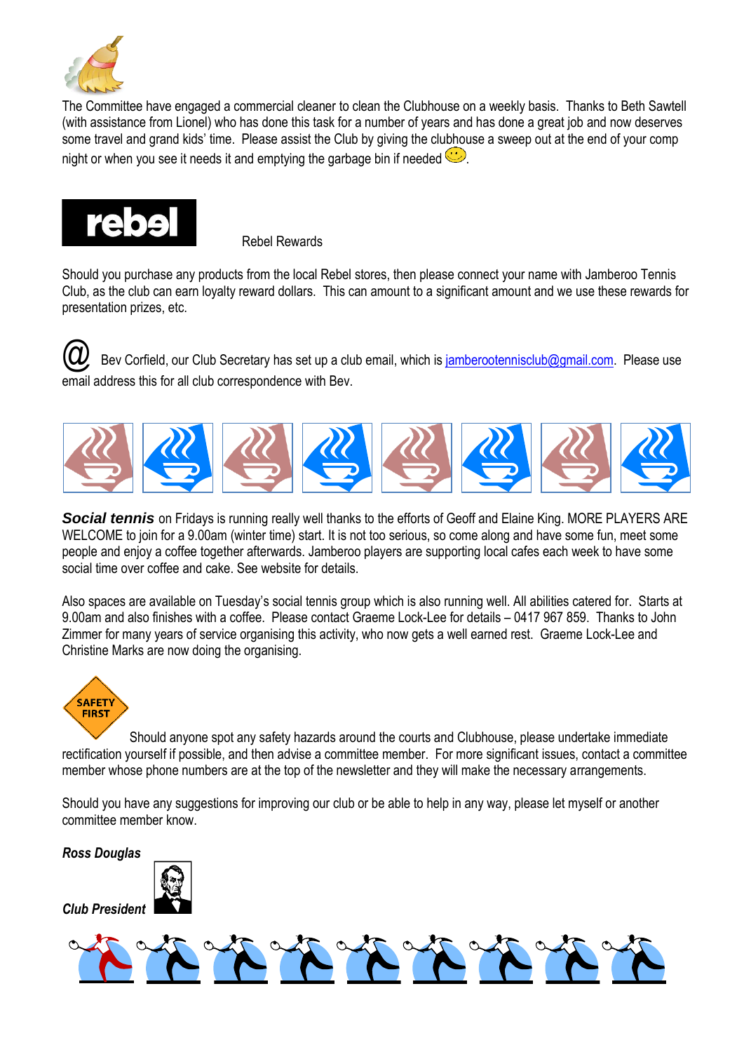The Committee have engaged a commercial cleaner to clean the Clubhouse on a weekly basis. Thanks to Beth Sawtell (with assistance from Lionel) who has done this task for a number of years and has done a great job and now deserves some travel and grand kids' time. Please assist the Club by giving the clubhouse a sweep out at the end of your comp night or when you see it needs it and emptying the garbage bin if needed.

rebel

Rebel Rewards

Should you purchase any products from the local Rebel stores, then please connect your name with Jamberoo Tennis Club, as the club can earn loyalty reward dollars. This can amount to a significant amount and we use these rewards for presentation prizes, etc.

@ Bev Corfield, our Club Secretary has set up a club email, which is jamberootennisclub@gmail.com. Please use email address this for all club correspondence with Bev.

***Social tennis*** on Fridays is running really well thanks to the efforts of Geoff and Elaine King. MORE PLAYERS ARE WELCOME to join for a 9.00am (winter time) start. It is not too serious, so come along and have some fun, meet some people and enjoy a coffee together afterwards. Jamberoo players are supporting local cafes each week to have some social time over coffee and cake. See website for details.

Also spaces are available on Tuesday's social tennis group which is also running well. All abilities catered for. Starts at 9.00am and also finishes with a coffee. Please contact Graeme Lock-Lee for details – 0417 967 859. Thanks to John Zimmer for many years of service organising this activity, who now gets a well earned rest. Graeme Lock-Lee and Christine Marks are now doing the organising.

SAFETY FIRST

Should anyone spot any safety hazards around the courts and Clubhouse, please undertake immediate rectification yourself if possible, and then advise a committee member. For more significant issues, contact a committee member whose phone numbers are at the top of the newsletter and they will make the necessary arrangements.

Should you have any suggestions for improving our club or be able to help in any way, please let myself or another committee member know.

***Ross Douglas***

***Club President***